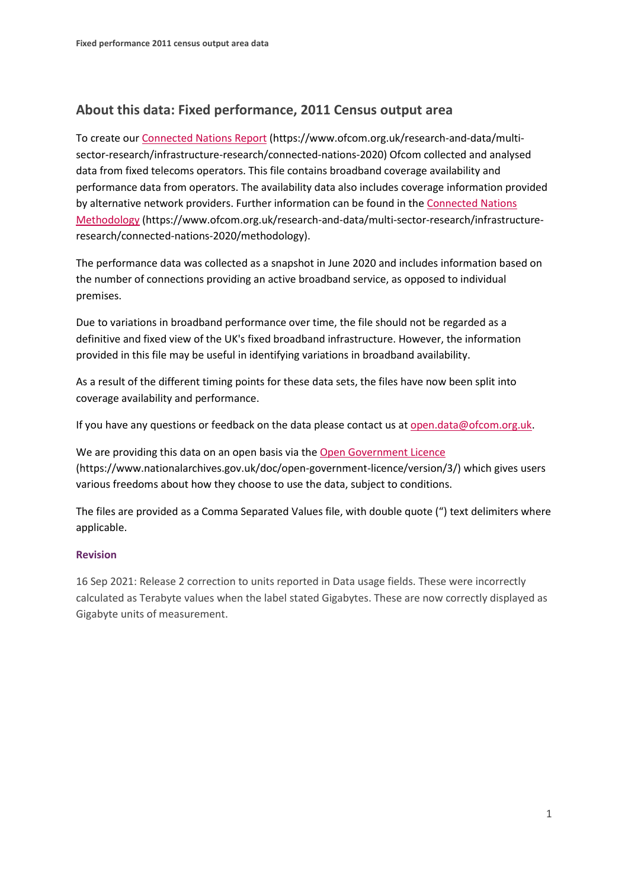## About this data: Fixed performance, 2011 Census output area

To create our [Connected Nations Report](https://www.ofcom.org.uk/research-and-data/multi-sector-research/infrastructure-research/connected-nations-2020) (https://www.ofcom.org.uk/research-and-data/multi-sector-research/infrastructure-research/connected-nations-2020) Ofcom collected and analysed data from fixed telecoms operators. This file contains broadband coverage availability and performance data from operators. The availability data also includes coverage information provided by alternative network providers. Further information can be found in the [Connected Nations Methodology](https://www.ofcom.org.uk/research-and-data/multi-sector-research/infrastructure-research/connected-nations-2020/methodology) (https://www.ofcom.org.uk/research-and-data/multi-sector-research/infrastructure-research/connected-nations-2020/methodology).

The performance data was collected as a snapshot in June 2020 and includes information based on the number of connections providing an active broadband service, as opposed to individual premises.

Due to variations in broadband performance over time, the file should not be regarded as a definitive and fixed view of the UK's fixed broadband infrastructure. However, the information provided in this file may be useful in identifying variations in broadband availability.

As a result of the different timing points for these data sets, the files have now been split into coverage availability and performance.

If you have any questions or feedback on the data please contact us at [open.data@ofcom.org.uk](mailto:open.data@ofcom.org.uk).

We are providing this data on an open basis via the [Open Government Licence](https://www.nationalarchives.gov.uk/doc/open-government-licence/version/3/) (https://www.nationalarchives.gov.uk/doc/open-government-licence/version/3/) which gives users various freedoms about how they choose to use the data, subject to conditions.

The files are provided as a Comma Separated Values file, with double quote (") text delimiters where applicable.

#### Revision

16 Sep 2021: Release 2 correction to units reported in Data usage fields. These were incorrectly calculated as Terabyte values when the label stated Gigabytes. These are now correctly displayed as Gigabyte units of measurement.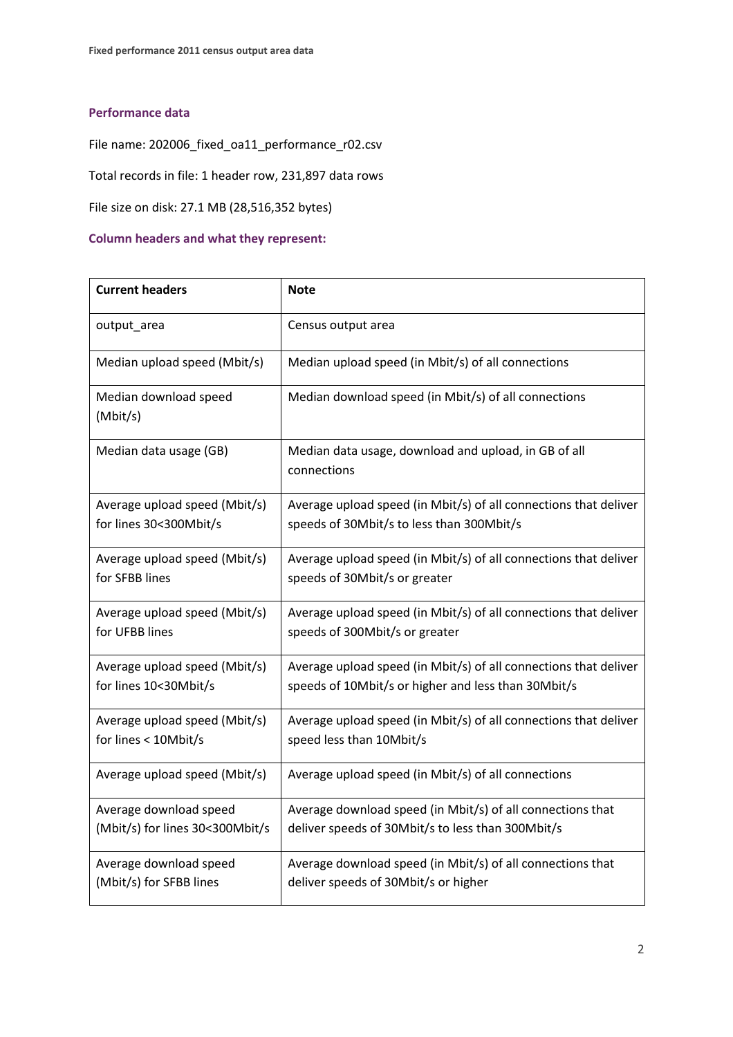### Performance data

File name: 202006_fixed_oa11_performance_r02.csv

Total records in file: 1 header row, 231,897 data rows

File size on disk: 27.1 MB (28,516,352 bytes)

### Column headers and what they represent:

| Current headers | Note |
|---|---|
| output_area | Census output area |
| Median upload speed (Mbit/s) | Median upload speed (in Mbit/s) of all connections |
| Median download speed (Mbit/s) | Median download speed (in Mbit/s) of all connections |
| Median data usage (GB) | Median data usage, download and upload, in GB of all connections |
| Average upload speed (Mbit/s) for lines 30<300Mbit/s | Average upload speed (in Mbit/s) of all connections that deliver speeds of 30Mbit/s to less than 300Mbit/s |
| Average upload speed (Mbit/s) for SFBB lines | Average upload speed (in Mbit/s) of all connections that deliver speeds of 30Mbit/s or greater |
| Average upload speed (Mbit/s) for UFBB lines | Average upload speed (in Mbit/s) of all connections that deliver speeds of 300Mbit/s or greater |
| Average upload speed (Mbit/s) for lines 10<30Mbit/s | Average upload speed (in Mbit/s) of all connections that deliver speeds of 10Mbit/s or higher and less than 30Mbit/s |
| Average upload speed (Mbit/s) for lines < 10Mbit/s | Average upload speed (in Mbit/s) of all connections that deliver speed less than 10Mbit/s |
| Average upload speed (Mbit/s) | Average upload speed (in Mbit/s) of all connections |
| Average download speed (Mbit/s) for lines 30<300Mbit/s | Average download speed (in Mbit/s) of all connections that deliver speeds of 30Mbit/s to less than 300Mbit/s |
| Average download speed (Mbit/s) for SFBB lines | Average download speed (in Mbit/s) of all connections that deliver speeds of 30Mbit/s or higher |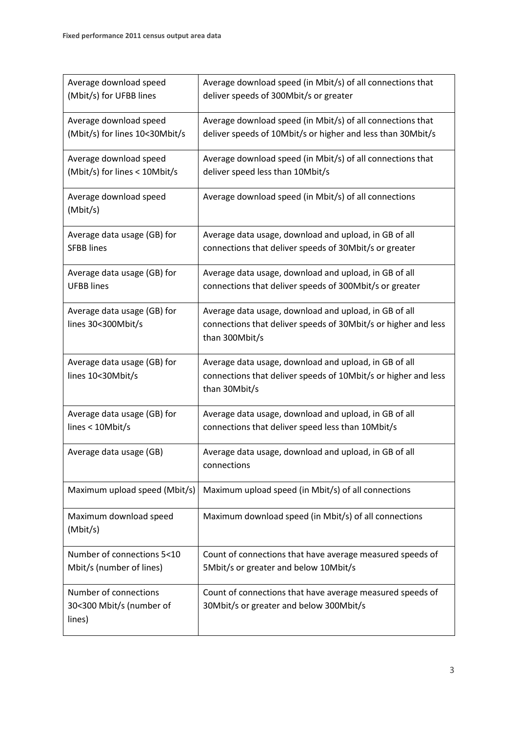| | |
|---|---|
| Average download speed (Mbit/s) for UFBB lines | Average download speed (in Mbit/s) of all connections that deliver speeds of 300Mbit/s or greater |
| Average download speed (Mbit/s) for lines 10<30Mbit/s | Average download speed (in Mbit/s) of all connections that deliver speeds of 10Mbit/s or higher and less than 30Mbit/s |
| Average download speed (Mbit/s) for lines < 10Mbit/s | Average download speed (in Mbit/s) of all connections that deliver speed less than 10Mbit/s |
| Average download speed (Mbit/s) | Average download speed (in Mbit/s) of all connections |
| Average data usage (GB) for SFBB lines | Average data usage, download and upload, in GB of all connections that deliver speeds of 30Mbit/s or greater |
| Average data usage (GB) for UFBB lines | Average data usage, download and upload, in GB of all connections that deliver speeds of 300Mbit/s or greater |
| Average data usage (GB) for lines 30<300Mbit/s | Average data usage, download and upload, in GB of all connections that deliver speeds of 30Mbit/s or higher and less than 300Mbit/s |
| Average data usage (GB) for lines 10<30Mbit/s | Average data usage, download and upload, in GB of all connections that deliver speeds of 10Mbit/s or higher and less than 30Mbit/s |
| Average data usage (GB) for lines < 10Mbit/s | Average data usage, download and upload, in GB of all connections that deliver speed less than 10Mbit/s |
| Average data usage (GB) | Average data usage, download and upload, in GB of all connections |
| Maximum upload speed (Mbit/s) | Maximum upload speed (in Mbit/s) of all connections |
| Maximum download speed (Mbit/s) | Maximum download speed (in Mbit/s) of all connections |
| Number of connections 5<10 Mbit/s (number of lines) | Count of connections that have average measured speeds of 5Mbit/s or greater and below 10Mbit/s |
| Number of connections 30<300 Mbit/s (number of lines) | Count of connections that have average measured speeds of 30Mbit/s or greater and below 300Mbit/s |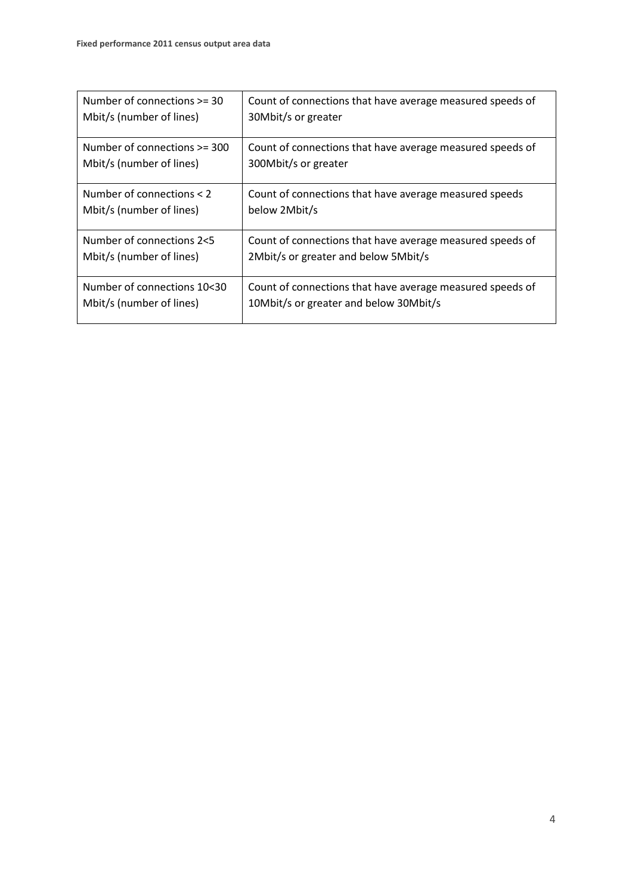| | |
|---|---|
| Number of connections >= 30 Mbit/s (number of lines) | Count of connections that have average measured speeds of 30Mbit/s or greater |
| Number of connections >= 300 Mbit/s (number of lines) | Count of connections that have average measured speeds of 300Mbit/s or greater |
| Number of connections < 2 Mbit/s (number of lines) | Count of connections that have average measured speeds below 2Mbit/s |
| Number of connections 2<5 Mbit/s (number of lines) | Count of connections that have average measured speeds of 2Mbit/s or greater and below 5Mbit/s |
| Number of connections 10<30 Mbit/s (number of lines) | Count of connections that have average measured speeds of 10Mbit/s or greater and below 30Mbit/s |